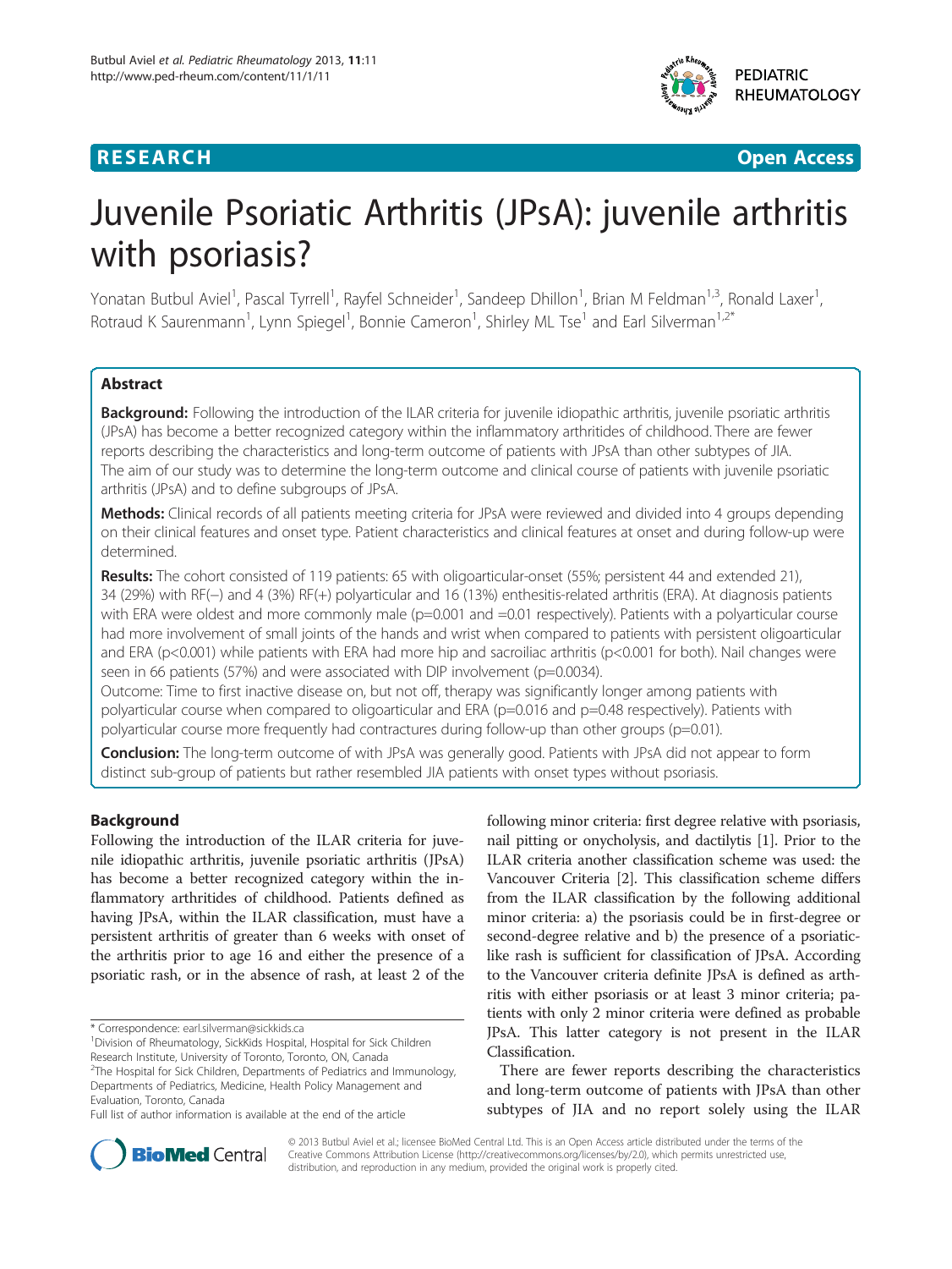RESEARCH Open Access

# Juvenile Psoriatic Arthritis (JPsA): juvenile arthritis with psoriasis?

Yonatan Butbul Aviel[1], Pascal Tyrrell[1], Rayfel Schneider[1], Sandeep Dhillon[1], Brian M Feldman[1,3], Ronald Laxer[1], Rotraud K Saurenmann[1], Lynn Spiegel[1], Bonnie Cameron[1], Shirley ML Tse[1] and Earl Silverman[1,2*]

## Abstract

**Background:** Following the introduction of the ILAR criteria for juvenile idiopathic arthritis, juvenile psoriatic arthritis (JPsA) has become a better recognized category within the inflammatory arthritides of childhood. There are fewer reports describing the characteristics and long-term outcome of patients with JPsA than other subtypes of JIA. The aim of our study was to determine the long-term outcome and clinical course of patients with juvenile psoriatic arthritis (JPsA) and to define subgroups of JPsA.

**Methods:** Clinical records of all patients meeting criteria for JPsA were reviewed and divided into 4 groups depending on their clinical features and onset type. Patient characteristics and clinical features at onset and during follow-up were determined.

**Results:** The cohort consisted of 119 patients: 65 with oligoarticular-onset (55%; persistent 44 and extended 21), 34 (29%) with RF(−) and 4 (3%) RF(+) polyarticular and 16 (13%) enthesitis-related arthritis (ERA). At diagnosis patients with ERA were oldest and more commonly male ($p=0.001$ and $=0.01$ respectively). Patients with a polyarticular course had more involvement of small joints of the hands and wrist when compared to patients with persistent oligoarticular and ERA ($p<0.001$) while patients with ERA had more hip and sacroiliac arthritis ($p<0.001$ for both). Nail changes were seen in 66 patients (57%) and were associated with DIP involvement ($p=0.0034$).

Outcome: Time to first inactive disease on, but not off, therapy was significantly longer among patients with polyarticular course when compared to oligoarticular and ERA ($p=0.016$ and $p=0.48$ respectively). Patients with polyarticular course more frequently had contractures during follow-up than other groups ($p=0.01$).

**Conclusion:** The long-term outcome of with JPsA was generally good. Patients with JPsA did not appear to form distinct sub-group of patients but rather resembled JIA patients with onset types without psoriasis.

## Background

Following the introduction of the ILAR criteria for juvenile idiopathic arthritis, juvenile psoriatic arthritis (JPsA) has become a better recognized category within the inflammatory arthritides of childhood. Patients defined as having JPsA, within the ILAR classification, must have a persistent arthritis of greater than 6 weeks with onset of the arthritis prior to age 16 and either the presence of a psoriatic rash, or in the absence of rash, at least 2 of the following minor criteria: first degree relative with psoriasis, nail pitting or onycholysis, and dactilytis [1]. Prior to the ILAR criteria another classification scheme was used: the Vancouver Criteria [2]. This classification scheme differs from the ILAR classification by the following additional minor criteria: a) the psoriasis could be in first-degree or second-degree relative and b) the presence of a psoriatic-like rash is sufficient for classification of JPsA. According to the Vancouver criteria definite JPsA is defined as arthritis with either psoriasis or at least 3 minor criteria; patients with only 2 minor criteria were defined as probable JPsA. This latter category is not present in the ILAR Classification.

There are fewer reports describing the characteristics and long-term outcome of patients with JPsA than other subtypes of JIA and no report solely using the ILAR

\* Correspondence: earl.silverman@sickkids.ca
[1]Division of Rheumatology, SickKids Hospital, Hospital for Sick Children Research Institute, University of Toronto, Toronto, ON, Canada
[2]The Hospital for Sick Children, Departments of Pediatrics and Immunology, Departments of Pediatrics, Medicine, Health Policy Management and Evaluation, Toronto, Canada
Full list of author information is available at the end of the article

© 2013 Butbul Aviel et al.; licensee BioMed Central Ltd. This is an Open Access article distributed under the terms of the Creative Commons Attribution License (http://creativecommons.org/licenses/by/2.0), which permits unrestricted use, distribution, and reproduction in any medium, provided the original work is properly cited.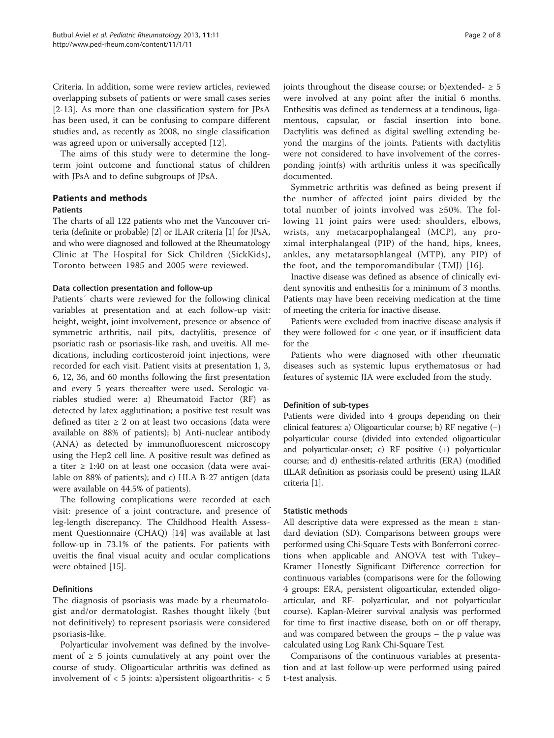Criteria. In addition, some were review articles, reviewed overlapping subsets of patients or were small cases series [2-13]. As more than one classification system for JPsA has been used, it can be confusing to compare different studies and, as recently as 2008, no single classification was agreed upon or universally accepted [12].

The aims of this study were to determine the long-term joint outcome and functional status of children with JPsA and to define subgroups of JPsA.

## Patients and methods

### Patients

The charts of all 122 patients who met the Vancouver criteria (definite or probable) [2] or ILAR criteria [1] for JPsA, and who were diagnosed and followed at the Rheumatology Clinic at The Hospital for Sick Children (SickKids), Toronto between 1985 and 2005 were reviewed.

#### Data collection presentation and follow-up

Patients′ charts were reviewed for the following clinical variables at presentation and at each follow-up visit: height, weight, joint involvement, presence or absence of symmetric arthritis, nail pits, dactylitis, presence of psoriatic rash or psoriasis-like rash, and uveitis. All medications, including corticosteroid joint injections, were recorded for each visit. Patient visits at presentation 1, 3, 6, 12, 36, and 60 months following the first presentation and every 5 years thereafter were used**.** Serologic variables studied were: a) Rheumatoid Factor (RF) as detected by latex agglutination; a positive test result was defined as titer ≥ 2 on at least two occasions (data were available on 88% of patients); b) Anti-nuclear antibody (ANA) as detected by immunofluorescent microscopy using the Hep2 cell line. A positive result was defined as a titer ≥ 1:40 on at least one occasion (data were available on 88% of patients); and c) HLA B-27 antigen (data were available on 44.5% of patients).

The following complications were recorded at each visit: presence of a joint contracture, and presence of leg-length discrepancy. The Childhood Health Assessment Questionnaire (CHAQ) [14] was available at last follow-up in 73.1% of the patients. For patients with uveitis the final visual acuity and ocular complications were obtained [15].

#### Definitions

The diagnosis of psoriasis was made by a rheumatologist and/or dermatologist. Rashes thought likely (but not definitively) to represent psoriasis were considered psoriasis-like.

Polyarticular involvement was defined by the involvement of ≥ 5 joints cumulatively at any point over the course of study. Oligoarticular arthritis was defined as involvement of < 5 joints: a)persistent oligoarthritis- < 5 joints throughout the disease course; or b)extended- ≥ 5 were involved at any point after the initial 6 months. Enthesitis was defined as tenderness at a tendinous, ligamentous, capsular, or fascial insertion into bone. Dactylitis was defined as digital swelling extending beyond the margins of the joints. Patients with dactylitis were not considered to have involvement of the corresponding joint(s) with arthritis unless it was specifically documented.

Symmetric arthritis was defined as being present if the number of affected joint pairs divided by the total number of joints involved was ≥50%. The following 11 joint pairs were used: shoulders, elbows, wrists, any metacarpophalangeal (MCP), any proximal interphalangeal (PIP) of the hand, hips, knees, ankles, any metatarsophlangeal (MTP), any PIP) of the foot, and the temporomandibular (TMJ) [16].

Inactive disease was defined as absence of clinically evident synovitis and enthesitis for a minimum of 3 months. Patients may have been receiving medication at the time of meeting the criteria for inactive disease.

Patients were excluded from inactive disease analysis if they were followed for < one year, or if insufficient data for the

Patients who were diagnosed with other rheumatic diseases such as systemic lupus erythematosus or had features of systemic JIA were excluded from the study.

#### Definition of sub-types

Patients were divided into 4 groups depending on their clinical features: a) Oligoarticular course; b) RF negative (−) polyarticular course (divided into extended oligoarticular and polyarticular-onset; c) RF positive (+) polyarticular course; and d) enthesitis-related arthritis (ERA) (modified tILAR definition as psoriasis could be present) using ILAR criteria [1].

#### Statistic methods

All descriptive data were expressed as the mean ± standard deviation (SD). Comparisons between groups were performed using Chi-Square Tests with Bonferroni corrections when applicable and ANOVA test with Tukey–Kramer Honestly Significant Difference correction for continuous variables (comparisons were for the following 4 groups: ERA, persistent oligoarticular, extended oligoarticular, and RF- polyarticular, and not polyarticular course). Kaplan-Meirer survival analysis was performed for time to first inactive disease, both on or off therapy, and was compared between the groups – the p value was calculated using Log Rank Chi-Square Test.

Comparisons of the continuous variables at presentation and at last follow-up were performed using paired t-test analysis.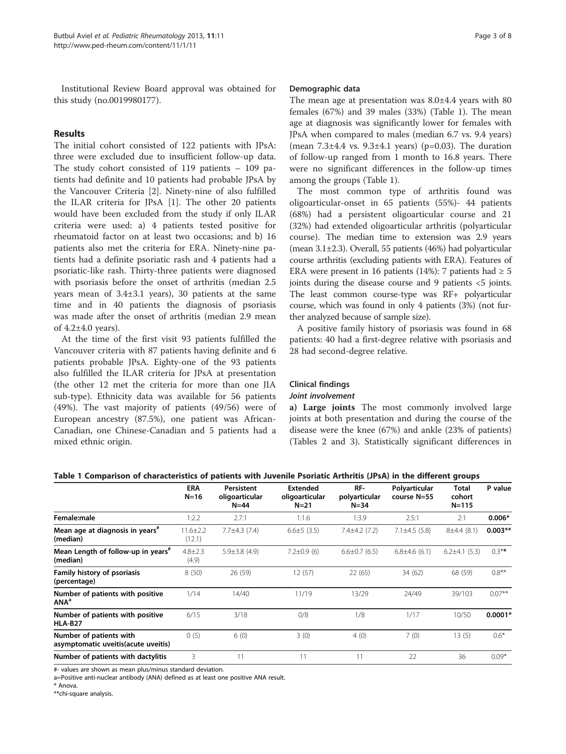Institutional Review Board approval was obtained for this study (no.0019980177).

## Results

The initial cohort consisted of 122 patients with JPsA: three were excluded due to insufficient follow-up data. The study cohort consisted of 119 patients – 109 patients had definite and 10 patients had probable JPsA by the Vancouver Criteria [2]. Ninety-nine of also fulfilled the ILAR criteria for JPsA [1]. The other 20 patients would have been excluded from the study if only ILAR criteria were used: a) 4 patients tested positive for rheumatoid factor on at least two occasions; and b) 16 patients also met the criteria for ERA. Ninety-nine patients had a definite psoriatic rash and 4 patients had a psoriatic-like rash. Thirty-three patients were diagnosed with psoriasis before the onset of arthritis (median 2.5 years mean of 3.4±3.1 years), 30 patients at the same time and in 40 patients the diagnosis of psoriasis was made after the onset of arthritis (median 2.9 mean of 4.2±4.0 years).

At the time of the first visit 93 patients fulfilled the Vancouver criteria with 87 patients having definite and 6 patients probable JPsA. Eighty-one of the 93 patients also fulfilled the ILAR criteria for JPsA at presentation (the other 12 met the criteria for more than one JIA sub-type). Ethnicity data was available for 56 patients (49%). The vast majority of patients (49/56) were of European ancestry (87.5%), one patient was African-Canadian, one Chinese-Canadian and 5 patients had a mixed ethnic origin.

### Demographic data

The mean age at presentation was 8.0±4.4 years with 80 females (67%) and 39 males (33%) (Table 1). The mean age at diagnosis was significantly lower for females with JPsA when compared to males (median 6.7 vs. 9.4 years) (mean 7.3±4.4 vs. 9.3±4.1 years) (p=0.03). The duration of follow-up ranged from 1 month to 16.8 years. There were no significant differences in the follow-up times among the groups (Table 1).

The most common type of arthritis found was oligoarticular-onset in 65 patients (55%)- 44 patients (68%) had a persistent oligoarticular course and 21 (32%) had extended oligoarticular arthritis (polyarticular course). The median time to extension was 2.9 years (mean 3.1±2.3). Overall, 55 patients (46%) had polyarticular course arthritis (excluding patients with ERA). Features of ERA were present in 16 patients (14%): 7 patients had ≥ 5 joints during the disease course and 9 patients <5 joints. The least common course-type was RF+ polyarticular course, which was found in only 4 patients (3%) (not further analyzed because of sample size).

A positive family history of psoriasis was found in 68 patients: 40 had a first-degree relative with psoriasis and 28 had second-degree relative.

### Clinical findings

#### *Joint involvement*

**a) Large joints** The most commonly involved large joints at both presentation and during the course of the disease were the knee (67%) and ankle (23% of patients) (Tables 2 and 3). Statistically significant differences in

**Table 1 Comparison of characteristics of patients with Juvenile Psoriatic Arthritis (JPsA) in the different groups**

| | ERA N=16 | Persistent oligoarticular N=44 | Extended oligoarticular N=21 | RF- polyarticular N=34 | Polyarticular course N=55 | Total cohort N=115 | P value |
|---|---|---|---|---|---|---|---|
| **Female:male** | 1:2.2 | 2.7:1 | 1:1.6 | 1:3.9 | 2.5:1 | 2:1 | **0.006*** |
| **Mean age at diagnosis in years[#] (median)** | 11.6±2.2 (12.1) | 7.7±4.3 (7.4) | 6.6±5 (3.5) | 7.4±4.2 (7.2) | 7.1±4.5 (5.8) | 8±4.4 (8.1) | **0.003**** |
| **Mean Length of follow-up in years[#] (median)** | 4.8±2.3 (4.9) | 5.9±3.8 (4.9) | 7.2±0.9 (6) | 6.6±0.7 (6.5) | 6.8±4.6 (6.1) | 6.2±4.1 (5.3) | 0.3** |
| **Family history of psoriasis (percentage)** | 8 (50) | 26 (59) | 12 (57) | 22 (65) | 34 (62) | 68 (59) | 0.8** |
| **Number of patients with positive ANA[a]** | 1/14 | 14/40 | 11/19 | 13/29 | 24/49 | 39/103 | 0.07** |
| **Number of patients with positive HLA-B27** | 6/15 | 3/18 | 0/8 | 1/8 | 1/17 | 10/50 | **0.0001*** |
| **Number of patients with asymptomatic uveitis(acute uveitis)** | 0 (5) | 6 (0) | 3 (0) | 4 (0) | 7 (0) | 13 (5) | 0.6* |
| **Number of patients with dactylitis** | 3 | 11 | 11 | 11 | 22 | 36 | 0.09* |

#- values are shown as mean plus/minus standard deviation.
a=Positive anti-nuclear antibody (ANA) defined as at least one positive ANA result.
\* Anova.
\*\*chi-square analysis.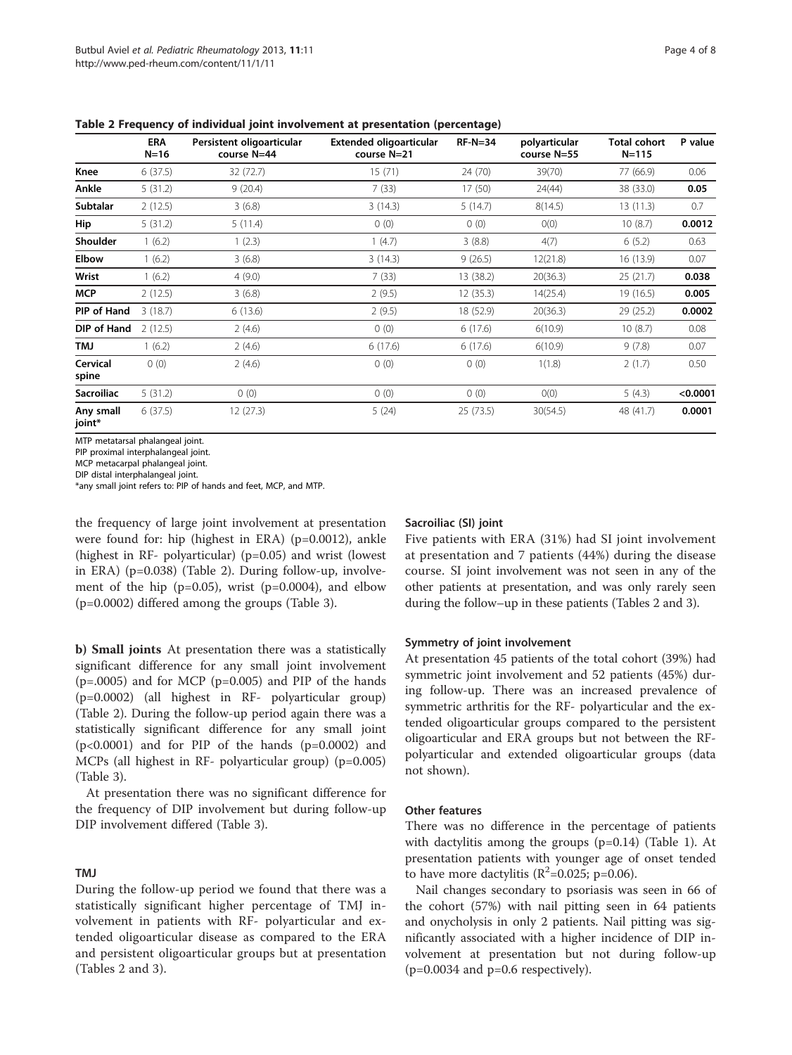**Table 2 Frequency of individual joint involvement at presentation (percentage)**

| | ERA N=16 | Persistent oligoarticular course N=44 | Extended oligoarticular course N=21 | RF-N=34 | polyarticular course N=55 | Total cohort N=115 | P value |
|---|---|---|---|---|---|---|---|
| **Knee** | 6 (37.5) | 32 (72.7) | 15 (71) | 24 (70) | 39(70) | 77 (66.9) | 0.06 |
| **Ankle** | 5 (31.2) | 9 (20.4) | 7 (33) | 17 (50) | 24(44) | 38 (33.0) | **0.05** |
| **Subtalar** | 2 (12.5) | 3 (6.8) | 3 (14.3) | 5 (14.7) | 8(14.5) | 13 (11.3) | 0.7 |
| **Hip** | 5 (31.2) | 5 (11.4) | 0 (0) | 0 (0) | 0(0) | 10 (8.7) | **0.0012** |
| **Shoulder** | 1 (6.2) | 1 (2.3) | 1 (4.7) | 3 (8.8) | 4(7) | 6 (5.2) | 0.63 |
| **Elbow** | 1 (6.2) | 3 (6.8) | 3 (14.3) | 9 (26.5) | 12(21.8) | 16 (13.9) | 0.07 |
| **Wrist** | 1 (6.2) | 4 (9.0) | 7 (33) | 13 (38.2) | 20(36.3) | 25 (21.7) | **0.038** |
| **MCP** | 2 (12.5) | 3 (6.8) | 2 (9.5) | 12 (35.3) | 14(25.4) | 19 (16.5) | **0.005** |
| **PIP of Hand** | 3 (18.7) | 6 (13.6) | 2 (9.5) | 18 (52.9) | 20(36.3) | 29 (25.2) | **0.0002** |
| **DIP of Hand** | 2 (12.5) | 2 (4.6) | 0 (0) | 6 (17.6) | 6(10.9) | 10 (8.7) | 0.08 |
| **TMJ** | 1 (6.2) | 2 (4.6) | 6 (17.6) | 6 (17.6) | 6(10.9) | 9 (7.8) | 0.07 |
| **Cervical spine** | 0 (0) | 2 (4.6) | 0 (0) | 0 (0) | 1(1.8) | 2 (1.7) | 0.50 |
| **Sacroiliac** | 5 (31.2) | 0 (0) | 0 (0) | 0 (0) | 0(0) | 5 (4.3) | **<0.0001** |
| **Any small joint*** | 6 (37.5) | 12 (27.3) | 5 (24) | 25 (73.5) | 30(54.5) | 48 (41.7) | **0.0001** |

MTP metatarsal phalangeal joint.
PIP proximal interphalangeal joint.
MCP metacarpal phalangeal joint.
DIP distal interphalangeal joint.
*any small joint refers to: PIP of hands and feet, MCP, and MTP.

the frequency of large joint involvement at presentation were found for: hip (highest in ERA) (p=0.0012), ankle (highest in RF- polyarticular) (p=0.05) and wrist (lowest in ERA) (p=0.038) (Table 2). During follow-up, involvement of the hip (p=0.05), wrist (p=0.0004), and elbow (p=0.0002) differed among the groups (Table 3).

**b) Small joints** At presentation there was a statistically significant difference for any small joint involvement (p=.0005) and for MCP (p=0.005) and PIP of the hands (p=0.0002) (all highest in RF- polyarticular group) (Table 2). During the follow-up period again there was a statistically significant difference for any small joint (p<0.0001) and for PIP of the hands (p=0.0002) and MCPs (all highest in RF- polyarticular group) (p=0.005) (Table 3).

At presentation there was no significant difference for the frequency of DIP involvement but during follow-up DIP involvement differed (Table 3).

#### TMJ

During the follow-up period we found that there was a statistically significant higher percentage of TMJ involvement in patients with RF- polyarticular and extended oligoarticular disease as compared to the ERA and persistent oligoarticular groups but at presentation (Tables 2 and 3).

#### Sacroiliac (SI) joint

Five patients with ERA (31%) had SI joint involvement at presentation and 7 patients (44%) during the disease course. SI joint involvement was not seen in any of the other patients at presentation, and was only rarely seen during the follow–up in these patients (Tables 2 and 3).

#### Symmetry of joint involvement

At presentation 45 patients of the total cohort (39%) had symmetric joint involvement and 52 patients (45%) during follow-up. There was an increased prevalence of symmetric arthritis for the RF- polyarticular and the extended oligoarticular groups compared to the persistent oligoarticular and ERA groups but not between the RF- polyarticular and extended oligoarticular groups (data not shown).

#### Other features

There was no difference in the percentage of patients with dactylitis among the groups (p=0.14) (Table 1). At presentation patients with younger age of onset tended to have more dactylitis ($R^2$=0.025; p=0.06).

Nail changes secondary to psoriasis was seen in 66 of the cohort (57%) with nail pitting seen in 64 patients and onycholysis in only 2 patients. Nail pitting was significantly associated with a higher incidence of DIP involvement at presentation but not during follow-up (p=0.0034 and p=0.6 respectively).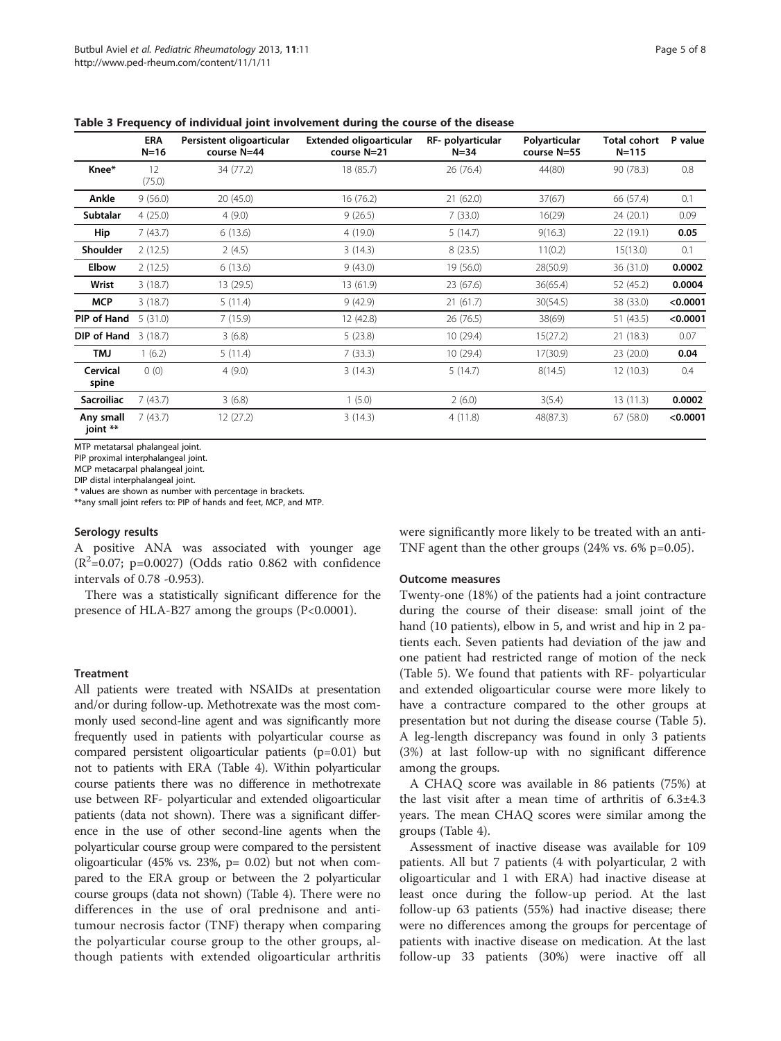**Table 3 Frequency of individual joint involvement during the course of the disease**

| | ERA N=16 | Persistent oligoarticular course N=44 | Extended oligoarticular course N=21 | RF- polyarticular N=34 | Polyarticular course N=55 | Total cohort N=115 | P value |
|---|---|---|---|---|---|---|---|
| **Knee*** | 12 (75.0) | 34 (77.2) | 18 (85.7) | 26 (76.4) | 44(80) | 90 (78.3) | 0.8 |
| **Ankle** | 9 (56.0) | 20 (45.0) | 16 (76.2) | 21 (62.0) | 37(67) | 66 (57.4) | 0.1 |
| **Subtalar** | 4 (25.0) | 4 (9.0) | 9 (26.5) | 7 (33.0) | 16(29) | 24 (20.1) | 0.09 |
| **Hip** | 7 (43.7) | 6 (13.6) | 4 (19.0) | 5 (14.7) | 9(16.3) | 22 (19.1) | **0.05** |
| **Shoulder** | 2 (12.5) | 2 (4.5) | 3 (14.3) | 8 (23.5) | 11(0.2) | 15(13.0) | 0.1 |
| **Elbow** | 2 (12.5) | 6 (13.6) | 9 (43.0) | 19 (56.0) | 28(50.9) | 36 (31.0) | **0.0002** |
| **Wrist** | 3 (18.7) | 13 (29.5) | 13 (61.9) | 23 (67.6) | 36(65.4) | 52 (45.2) | **0.0004** |
| **MCP** | 3 (18.7) | 5 (11.4) | 9 (42.9) | 21 (61.7) | 30(54.5) | 38 (33.0) | **<0.0001** |
| **PIP of Hand** | 5 (31.0) | 7 (15.9) | 12 (42.8) | 26 (76.5) | 38(69) | 51 (43.5) | **<0.0001** |
| **DIP of Hand** | 3 (18.7) | 3 (6.8) | 5 (23.8) | 10 (29.4) | 15(27.2) | 21 (18.3) | 0.07 |
| **TMJ** | 1 (6.2) | 5 (11.4) | 7 (33.3) | 10 (29.4) | 17(30.9) | 23 (20.0) | **0.04** |
| **Cervical spine** | 0 (0) | 4 (9.0) | 3 (14.3) | 5 (14.7) | 8(14.5) | 12 (10.3) | 0.4 |
| **Sacroiliac** | 7 (43.7) | 3 (6.8) | 1 (5.0) | 2 (6.0) | 3(5.4) | 13 (11.3) | **0.0002** |
| **Any small joint **** | 7 (43.7) | 12 (27.2) | 3 (14.3) | 4 (11.8) | 48(87.3) | 67 (58.0) | **<0.0001** |

MTP metatarsal phalangeal joint.
PIP proximal interphalangeal joint.
MCP metacarpal phalangeal joint.
DIP distal interphalangeal joint.
* values are shown as number with percentage in brackets.
**any small joint refers to: PIP of hands and feet, MCP, and MTP.

### Serology results

A positive ANA was associated with younger age ($R^2$=0.07; p=0.0027) (Odds ratio 0.862 with confidence intervals of 0.78 -0.953).

There was a statistically significant difference for the presence of HLA-B27 among the groups (P<0.0001).

### Treatment

All patients were treated with NSAIDs at presentation and/or during follow-up. Methotrexate was the most commonly used second-line agent and was significantly more frequently used in patients with polyarticular course as compared persistent oligoarticular patients (p=0.01) but not to patients with ERA (Table 4). Within polyarticular course patients there was no difference in methotrexate use between RF- polyarticular and extended oligoarticular patients (data not shown). There was a significant difference in the use of other second-line agents when the polyarticular course group were compared to the persistent oligoarticular (45% vs. 23%, p= 0.02) but not when compared to the ERA group or between the 2 polyarticular course groups (data not shown) (Table 4). There were no differences in the use of oral prednisone and anti-tumour necrosis factor (TNF) therapy when comparing the polyarticular course group to the other groups, although patients with extended oligoarticular arthritis were significantly more likely to be treated with an anti-TNF agent than the other groups (24% vs. 6% p=0.05).

### Outcome measures

Twenty-one (18%) of the patients had a joint contracture during the course of their disease: small joint of the hand (10 patients), elbow in 5, and wrist and hip in 2 patients each. Seven patients had deviation of the jaw and one patient had restricted range of motion of the neck (Table 5). We found that patients with RF- polyarticular and extended oligoarticular course were more likely to have a contracture compared to the other groups at presentation but not during the disease course (Table 5). A leg-length discrepancy was found in only 3 patients (3%) at last follow-up with no significant difference among the groups.

A CHAQ score was available in 86 patients (75%) at the last visit after a mean time of arthritis of 6.3±4.3 years. The mean CHAQ scores were similar among the groups (Table 4).

Assessment of inactive disease was available for 109 patients. All but 7 patients (4 with polyarticular, 2 with oligoarticular and 1 with ERA) had inactive disease at least once during the follow-up period. At the last follow-up 63 patients (55%) had inactive disease; there were no differences among the groups for percentage of patients with inactive disease on medication. At the last follow-up 33 patients (30%) were inactive off all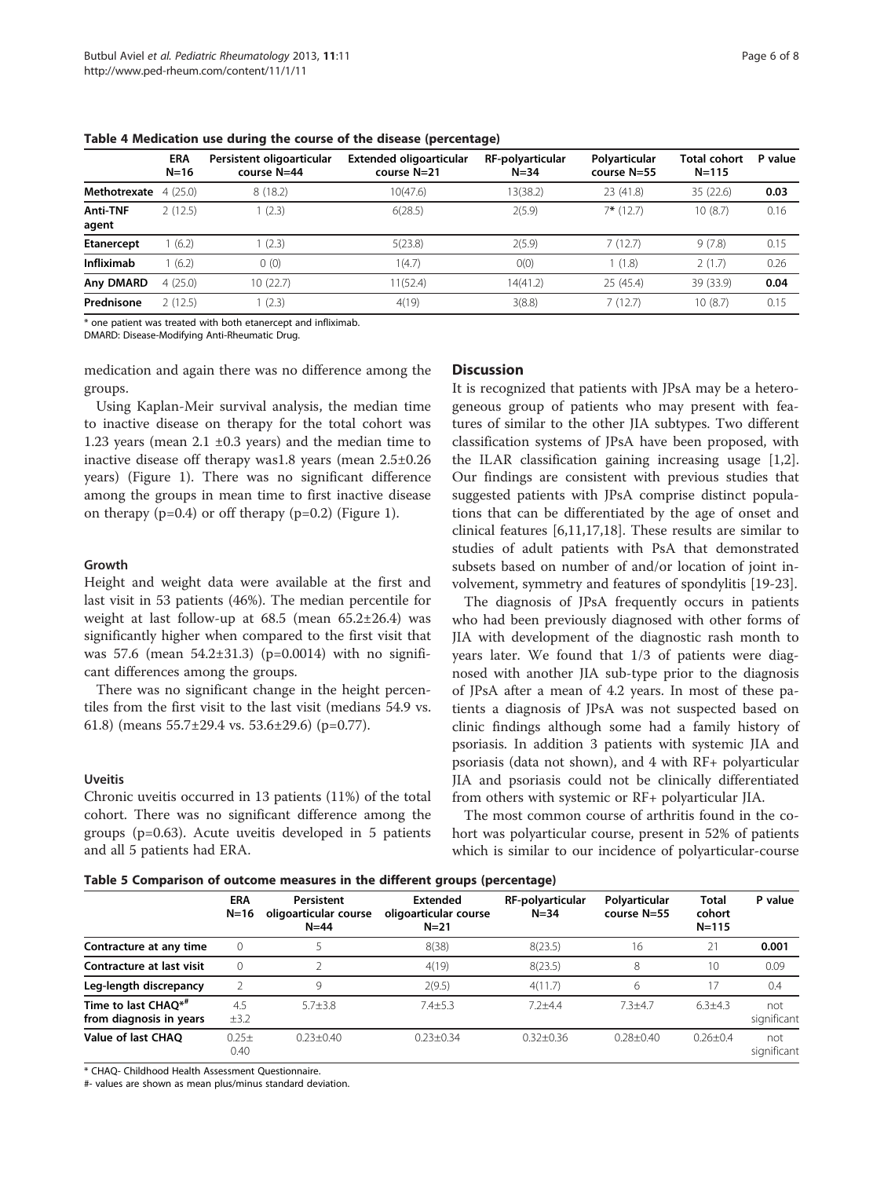**Table 4 Medication use during the course of the disease (percentage)**

| | ERA N=16 | Persistent oligoarticular course N=44 | Extended oligoarticular course N=21 | RF-polyarticular N=34 | Polyarticular course N=55 | Total cohort N=115 | P value |
|---|---|---|---|---|---|---|---|
| **Methotrexate** | 4 (25.0) | 8 (18.2) | 10(47.6) | 13(38.2) | 23 (41.8) | 35 (22.6) | **0.03** |
| **Anti-TNF agent** | 2 (12.5) | 1 (2.3) | 6(28.5) | 2(5.9) | 7* (12.7) | 10 (8.7) | 0.16 |
| **Etanercept** | 1 (6.2) | 1 (2.3) | 5(23.8) | 2(5.9) | 7 (12.7) | 9 (7.8) | 0.15 |
| **Infliximab** | 1 (6.2) | 0 (0) | 1(4.7) | 0(0) | 1 (1.8) | 2 (1.7) | 0.26 |
| **Any DMARD** | 4 (25.0) | 10 (22.7) | 11(52.4) | 14(41.2) | 25 (45.4) | 39 (33.9) | **0.04** |
| **Prednisone** | 2 (12.5) | 1 (2.3) | 4(19) | 3(8.8) | 7 (12.7) | 10 (8.7) | 0.15 |

* one patient was treated with both etanercept and infliximab.
DMARD: Disease-Modifying Anti-Rheumatic Drug.

medication and again there was no difference among the groups.

Using Kaplan-Meir survival analysis, the median time to inactive disease on therapy for the total cohort was 1.23 years (mean 2.1 ±0.3 years) and the median time to inactive disease off therapy was1.8 years (mean 2.5±0.26 years) (Figure 1). There was no significant difference among the groups in mean time to first inactive disease on therapy ($p=0.4$) or off therapy ($p=0.2$) (Figure 1).

### Growth

Height and weight data were available at the first and last visit in 53 patients (46%). The median percentile for weight at last follow-up at 68.5 (mean 65.2±26.4) was significantly higher when compared to the first visit that was 57.6 (mean 54.2±31.3) ($p=0.0014$) with no significant differences among the groups.

There was no significant change in the height percentiles from the first visit to the last visit (medians 54.9 vs. 61.8) (means 55.7±29.4 vs. 53.6±29.6) ($p=0.77$).

### Uveitis

Chronic uveitis occurred in 13 patients (11%) of the total cohort. There was no significant difference among the groups ($p=0.63$). Acute uveitis developed in 5 patients and all 5 patients had ERA.

## Discussion

It is recognized that patients with JPsA may be a heterogeneous group of patients who may present with features of similar to the other JIA subtypes. Two different classification systems of JPsA have been proposed, with the ILAR classification gaining increasing usage [1,2]. Our findings are consistent with previous studies that suggested patients with JPsA comprise distinct populations that can be differentiated by the age of onset and clinical features [6,11,17,18]. These results are similar to studies of adult patients with PsA that demonstrated subsets based on number of and/or location of joint involvement, symmetry and features of spondylitis [19-23].

The diagnosis of JPsA frequently occurs in patients who had been previously diagnosed with other forms of JIA with development of the diagnostic rash month to years later. We found that 1/3 of patients were diagnosed with another JIA sub-type prior to the diagnosis of JPsA after a mean of 4.2 years. In most of these patients a diagnosis of JPsA was not suspected based on clinic findings although some had a family history of psoriasis. In addition 3 patients with systemic JIA and psoriasis (data not shown), and 4 with RF+ polyarticular JIA and psoriasis could not be clinically differentiated from others with systemic or RF+ polyarticular JIA.

The most common course of arthritis found in the cohort was polyarticular course, present in 52% of patients which is similar to our incidence of polyarticular-course

**Table 5 Comparison of outcome measures in the different groups (percentage)**

| | ERA N=16 | Persistent oligoarticular course N=44 | Extended oligoarticular course N=21 | RF-polyarticular N=34 | Polyarticular course N=55 | Total cohort N=115 | P value |
|---|---|---|---|---|---|---|---|
| **Contracture at any time** | 0 | 5 | 8(38) | 8(23.5) | 16 | 21 | **0.001** |
| **Contracture at last visit** | 0 | 2 | 4(19) | 8(23.5) | 8 | 10 | 0.09 |
| **Leg-length discrepancy** | 2 | 9 | 2(9.5) | 4(11.7) | 6 | 17 | 0.4 |
| **Time to last CHAQ*# from diagnosis in years** | 4.5 ±3.2 | 5.7±3.8 | 7.4±5.3 | 7.2±4.4 | 7.3±4.7 | 6.3±4.3 | not significant |
| **Value of last CHAQ** | 0.25± 0.40 | 0.23±0.40 | 0.23±0.34 | 0.32±0.36 | 0.28±0.40 | 0.26±0.4 | not significant |

* CHAQ- Childhood Health Assessment Questionnaire.
#- values are shown as mean plus/minus standard deviation.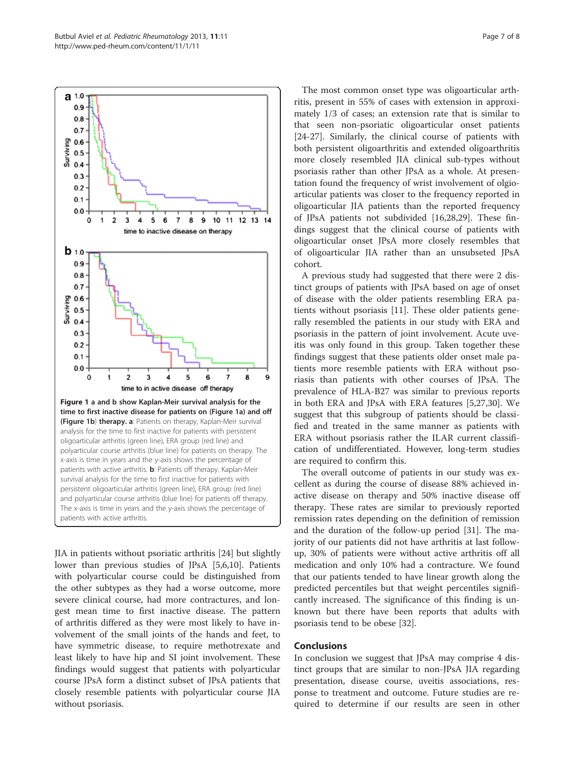Figure 1 a and b show Kaplan-Meir survival analysis for the time to first inactive disease for patients on (Figure 1a) and off (Figure 1b) therapy. a: Patients on therapy, Kaplan-Meir survival analysis for the time to first inactive for patients with persistent oligoarticular arthritis (green line), ERA group (red line) and polyarticular course arthritis (blue line) for patients on therapy. The x-axis is time in years and the y-axis shows the percentage of patients with active arthritis. b: Patients off therapy. Kaplan-Meir survival analysis for the time to first inactive for patients with persistent oligoarticular arthritis (green line), ERA group (red line) and polyarticular course arthritis (blue line) for patients off therapy. The x-axis is time in years and the y-axis shows the percentage of patients with active arthritis.

JIA in patients without psoriatic arthritis [24] but slightly lower than previous studies of JPsA [5,6,10]. Patients with polyarticular course could be distinguished from the other subtypes as they had a worse outcome, more severe clinical course, had more contractures, and longest mean time to first inactive disease. The pattern of arthritis differed as they were most likely to have involvement of the small joints of the hands and feet, to have symmetric disease, to require methotrexate and least likely to have hip and SI joint involvement. These findings would suggest that patients with polyarticular course JPsA form a distinct subset of JPsA patients that closely resemble patients with polyarticular course JIA without psoriasis.

The most common onset type was oligoarticular arthritis, present in 55% of cases with extension in approximately 1/3 of cases; an extension rate that is similar to that seen non-psoriatic oligoarticular onset patients [24-27]. Similarly, the clinical course of patients with both persistent oligoarthritis and extended oligoarthritis more closely resembled JIA clinical sub-types without psoriasis rather than other JPsA as a whole. At presentation found the frequency of wrist involvement of olgioarticular patients was closer to the frequency reported in oligoarticular JIA patients than the reported frequency of JPsA patients not subdivided [16,28,29]. These findings suggest that the clinical course of patients with oligoarticular onset JPsA more closely resembles that of oligoarticular JIA rather than an unsubseted JPsA cohort.

A previous study had suggested that there were 2 distinct groups of patients with JPsA based on age of onset of disease with the older patients resembling ERA patients without psoriasis [11]. These older patients generally resembled the patients in our study with ERA and psoriasis in the pattern of joint involvement. Acute uveitis was only found in this group. Taken together these findings suggest that these patients older onset male patients more resemble patients with ERA without psoriasis than patients with other courses of JPsA. The prevalence of HLA-B27 was similar to previous reports in both ERA and JPsA with ERA features [5,27,30]. We suggest that this subgroup of patients should be classified and treated in the same manner as patients with ERA without psoriasis rather the ILAR current classification of undifferentiated. However, long-term studies are required to confirm this.

The overall outcome of patients in our study was excellent as during the course of disease 88% achieved inactive disease on therapy and 50% inactive disease off therapy. These rates are similar to previously reported remission rates depending on the definition of remission and the duration of the follow-up period [31]. The majority of our patients did not have arthritis at last follow-up, 30% of patients were without active arthritis off all medication and only 10% had a contracture. We found that our patients tended to have linear growth along the predicted percentiles but that weight percentiles significantly increased. The significance of this finding is unknown but there have been reports that adults with psoriasis tend to be obese [32].

## Conclusions

In conclusion we suggest that JPsA may comprise 4 distinct groups that are similar to non-JPsA JIA regarding presentation, disease course, uveitis associations, response to treatment and outcome. Future studies are required to determine if our results are seen in other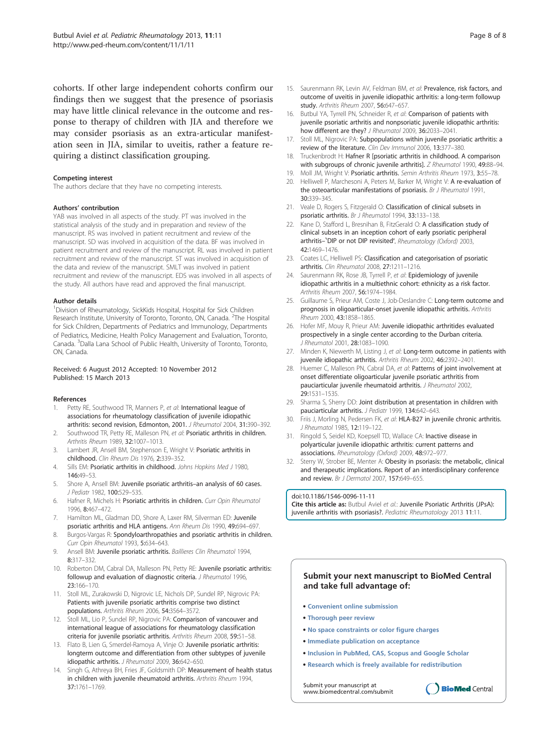cohorts. If other large independent cohorts confirm our findings then we suggest that the presence of psoriasis may have little clinical relevance in the outcome and response to therapy of children with JIA and therefore we may consider psoriasis as an extra-articular manifestation seen in JIA, similar to uveitis, rather a feature requiring a distinct classification grouping.

#### Competing interest

The authors declare that they have no competing interests.

#### Authors' contribution

YAB was involved in all aspects of the study. PT was involved in the statistical analysis of the study and in preparation and review of the manuscript. RS was involved in patient recruitment and review of the manuscript. SD was involved in acquisition of the data. BF was involved in patient recruitment and review of the manuscript. RL was involved in patient recruitment and review of the manuscript. ST was involved in acquisition of the data and review of the manuscript. SMLT was involved in patient recruitment and review of the manuscript. EDS was involved in all aspects of the study. All authors have read and approved the final manuscript.

#### Author details

[1]Division of Rheumatology, SickKids Hospital, Hospital for Sick Children Research Institute, University of Toronto, Toronto, ON, Canada. [2]The Hospital for Sick Children, Departments of Pediatrics and Immunology, Departments of Pediatrics, Medicine, Health Policy Management and Evaluation, Toronto, Canada. [3]Dalla Lana School of Public Health, University of Toronto, Toronto, ON, Canada.

Received: 6 August 2012 Accepted: 10 November 2012
Published: 15 March 2013

#### References

1. Petty RE, Southwood TR, Manners P, *et al*: **International league of associations for rheumatology classification of juvenile idiopathic arthritis: second revision, Edmonton, 2001.** *J Rheumatol* 2004, **31:**390–392.
2. Southwood TR, Petty RE, Malleson PN, *et al*: **Psoriatic arthritis in children.** *Arthritis Rheum* 1989, **32:**1007–1013.
3. Lambert JR, Ansell BM, Stephenson E, Wright V: **Psoriatic arthritis in childhood.** *Clin Rheum Dis* 1976, **2:**339–352.
4. Sills EM: **Psoriatic arthritis in childhood.** *Johns Hopkins Med J* 1980, **146:**49–53.
5. Shore A, Ansell BM: **Juvenile psoriatic arthritis–an analysis of 60 cases.** *J Pediatr* 1982, **100:**529–535.
6. Hafner R, Michels H: **Psoriatic arthritis in children.** *Curr Opin Rheumatol* 1996, **8:**467–472.
7. Hamilton ML, Gladman DD, Shore A, Laxer RM, Silverman ED: **Juvenile psoriatic arthritis and HLA antigens.** *Ann Rheum Dis* 1990, **49:**694–697.
8. Burgos-Vargas R: **Spondyloarthropathies and psoriatic arthritis in children.** *Curr Opin Rheumatol* 1993, **5:**634–643.
9. Ansell BM: **Juvenile psoriatic arthritis.** *Baillieres Clin Rheumatol* 1994, **8:**317–332.
10. Roberton DM, Cabral DA, Malleson PN, Petty RE: **Juvenile psoriatic arthritis: followup and evaluation of diagnostic criteria.** *J Rheumatol* 1996, **23:**166–170.
11. Stoll ML, Zurakowski D, Nigrovic LE, Nichols DP, Sundel RP, Nigrovic PA: **Patients with juvenile psoriatic arthritis comprise two distinct populations.** *Arthritis Rheum* 2006, **54:**3564–3572.
12. Stoll ML, Lio P, Sundel RP, Nigrovic PA: **Comparison of vancouver and international league of associations for rheumatology classification criteria for juvenile psoriatic arthritis.** *Arthritis Rheum* 2008, **59:**51–58.
13. Flato B, Lien G, Smerdel-Ramoya A, Vinje O: **Juvenile psoriatic arthritis: longterm outcome and differentiation from other subtypes of juvenile idiopathic arthritis.** *J Rheumatol* 2009, **36:**642–650.
14. Singh G, Athreya BH, Fries JF, Goldsmith DP: **Measurement of health status in children with juvenile rheumatoid arthritis.** *Arthritis Rheum* 1994, **37:**1761–1769.
15. Saurenmann RK, Levin AV, Feldman BM, *et al*: **Prevalence, risk factors, and outcome of uveitis in juvenile idiopathic arthritis: a long-term followup study.** *Arthritis Rheum* 2007, **56:**647–657.
16. Butbul YA, Tyrrell PN, Schneider R, *et al*: **Comparison of patients with juvenile psoriatic arthritis and nonpsoriatic juvenile idiopathic arthritis: how different are they?** *J Rheumatol* 2009, **36:**2033–2041.
17. Stoll ML, Nigrovic PA: **Subpopulations within juvenile psoriatic arthritis: a review of the literature.** *Clin Dev Immunol* 2006, **13:**377–380.
18. Truckenbrodt H: **Hafner R [psoriatic arthritis in childhood. A comparison with subgroups of chronic juvenile arthritis].** *Z Rheumatol* 1990, **49:**88–94.
19. Moll JM, Wright V: **Psoriatic arthritis.** *Semin Arthritis Rheum* 1973, **3:**55–78.
20. Helliwell P, Marchesoni A, Peters M, Barker M, Wright V: **A re-evaluation of the osteoarticular manifestations of psoriasis.** *Br J Rheumatol* 1991, **30:**339–345.
21. Veale D, Rogers S, Fitzgerald O: **Classification of clinical subsets in psoriatic arthritis.** *Br J Rheumatol* 1994, **33:**133–138.
22. Kane D, Stafford L, Bresnihan B, FitzGerald O: **A classification study of clinical subsets in an inception cohort of early psoriatic peripheral arthritis–'DIP or not DIP revisited'.** *Rheumatology (Oxford)* 2003, **42:**1469–1476.
23. Coates LC, Helliwell PS: **Classification and categorisation of psoriatic arthritis.** *Clin Rheumatol* 2008, **27:**1211–1216.
24. Saurenmann RK, Rose JB, Tyrrell P, *et al*: **Epidemiology of juvenile idiopathic arthritis in a multiethnic cohort: ethnicity as a risk factor.** *Arthritis Rheum* 2007, **56:**1974–1984.
25. Guillaume S, Prieur AM, Coste J, Job-Deslandre C: **Long-term outcome and prognosis in oligoarticular-onset juvenile idiopathic arthritis.** *Arthritis Rheum* 2000, **43:**1858–1865.
26. Hofer MF, Mouy R, Prieur AM: **Juvenile idiopathic arthritides evaluated prospectively in a single center according to the Durban criteria.** *J Rheumatol* 2001, **28:**1083–1090.
27. Minden K, Niewerth M, Listing J, *et al*: **Long-term outcome in patients with juvenile idiopathic arthritis.** *Arthritis Rheum* 2002, **46:**2392–2401.
28. Huemer C, Malleson PN, Cabral DA, *et al*: **Patterns of joint involvement at onset differentiate oligoarticular juvenile psoriatic arthritis from pauciarticular juvenile rheumatoid arthritis.** *J Rheumatol* 2002, **29:**1531–1535.
29. Sharma S, Sherry DD: **Joint distribution at presentation in children with pauciarticular arthritis.** *J Pediatr* 1999, **134:**642–643.
30. Friis J, Morling N, Pedersen FK, *et al*: **HLA-B27 in juvenile chronic arthritis.** *J Rheumatol* 1985, **12:**119–122.
31. Ringold S, Seidel KD, Koepsell TD, Wallace CA: **Inactive disease in polyarticular juvenile idiopathic arthritis: current patterns and associations.** *Rheumatology (Oxford)* 2009, **48:**972–977.
32. Sterry W, Strober BE, Menter A: **Obesity in psoriasis: the metabolic, clinical and therapeutic implications. Report of an interdisciplinary conference and review.** *Br J Dermatol* 2007, **157:**649–655.

doi:10.1186/1546-0096-11-11
**Cite this article as:** Butbul Aviel *et al.*: Juvenile Psoriatic Arthritis (JPsA): juvenile arthritis with psoriasis?. *Pediatric Rheumatology* 2013 **11**:11.

**Submit your next manuscript to BioMed Central and take full advantage of:**

- **Convenient online submission**
- **Thorough peer review**
- **No space constraints or color figure charges**
- **Immediate publication on acceptance**
- **Inclusion in PubMed, CAS, Scopus and Google Scholar**
- **Research which is freely available for redistribution**

Submit your manuscript at
www.biomedcentral.com/submit

BioMed Central